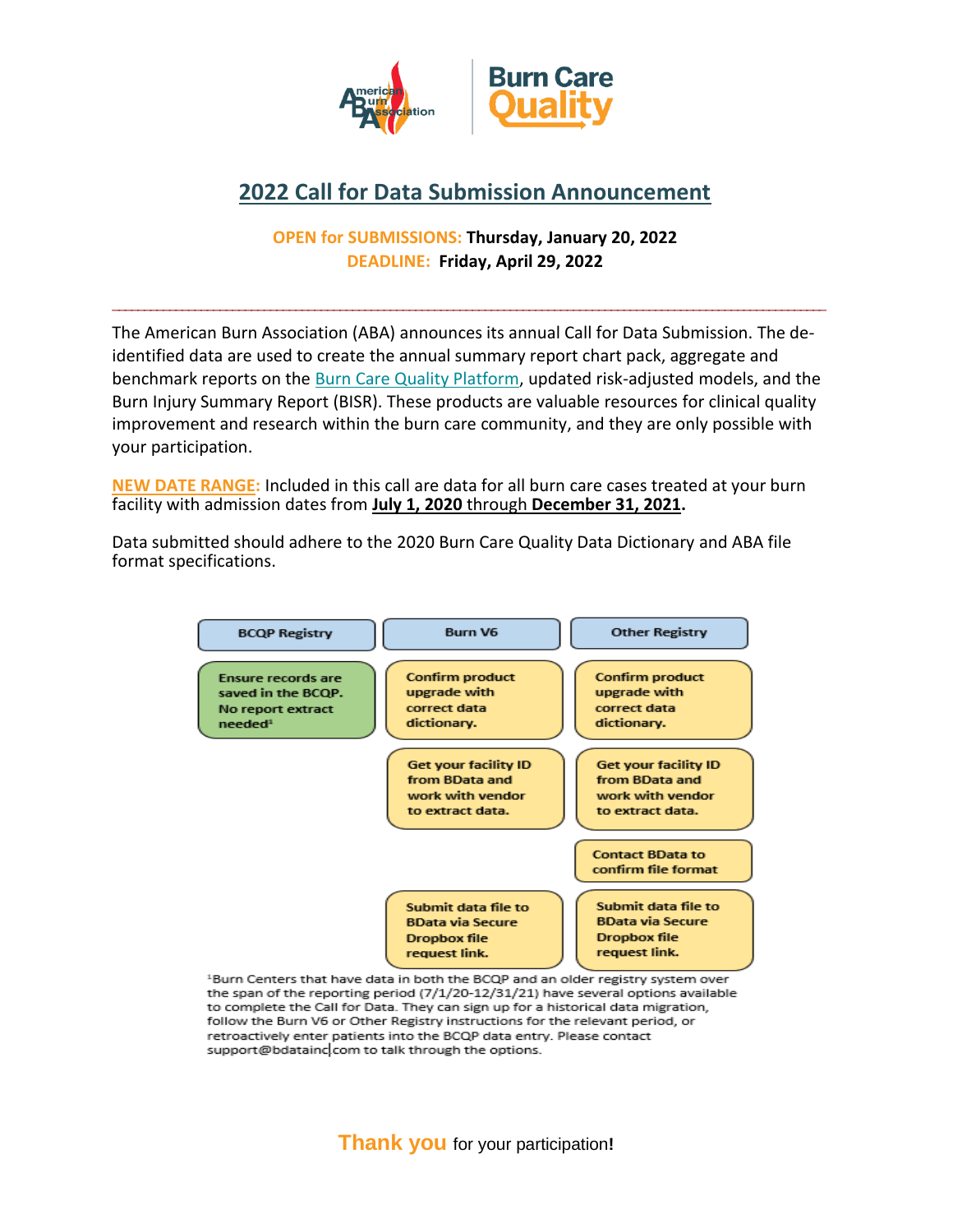American Burn Association | Burn Care Quality

# 2022 Call for Data Submission Announcement

**OPEN for SUBMISSIONS: Thursday, January 20, 2022**
**DEADLINE: Friday, April 29, 2022**

---

The American Burn Association (ABA) announces its annual Call for Data Submission. The de-identified data are used to create the annual summary report chart pack, aggregate and benchmark reports on the Burn Care Quality Platform, updated risk-adjusted models, and the Burn Injury Summary Report (BISR). These products are valuable resources for clinical quality improvement and research within the burn care community, and they are only possible with your participation.

**NEW DATE RANGE:** Included in this call are data for all burn care cases treated at your burn facility with admission dates from **July 1, 2020** through **December 31, 2021.**

Data submitted should adhere to the 2020 Burn Care Quality Data Dictionary and ABA file format specifications.

| BCQP Registry | Burn V6 | Other Registry |
| --- | --- | --- |
| Ensure records are saved in the BCQP. No report extract needed[1] | Confirm product upgrade with correct data dictionary. | Confirm product upgrade with correct data dictionary. |
| | Get your facility ID from BData and work with vendor to extract data. | Get your facility ID from BData and work with vendor to extract data. |
| | | Contact BData to confirm file format |
| | Submit data file to BData via Secure Dropbox file request link. | Submit data file to BData via Secure Dropbox file request link. |

[1]Burn Centers that have data in both the BCQP and an older registry system over the span of the reporting period (7/1/20-12/31/21) have several options available to complete the Call for Data. They can sign up for a historical data migration, follow the Burn V6 or Other Registry instructions for the relevant period, or retroactively enter patients into the BCQP data entry. Please contact support@bdatainc.com to talk through the options.

**Thank you** for your participation!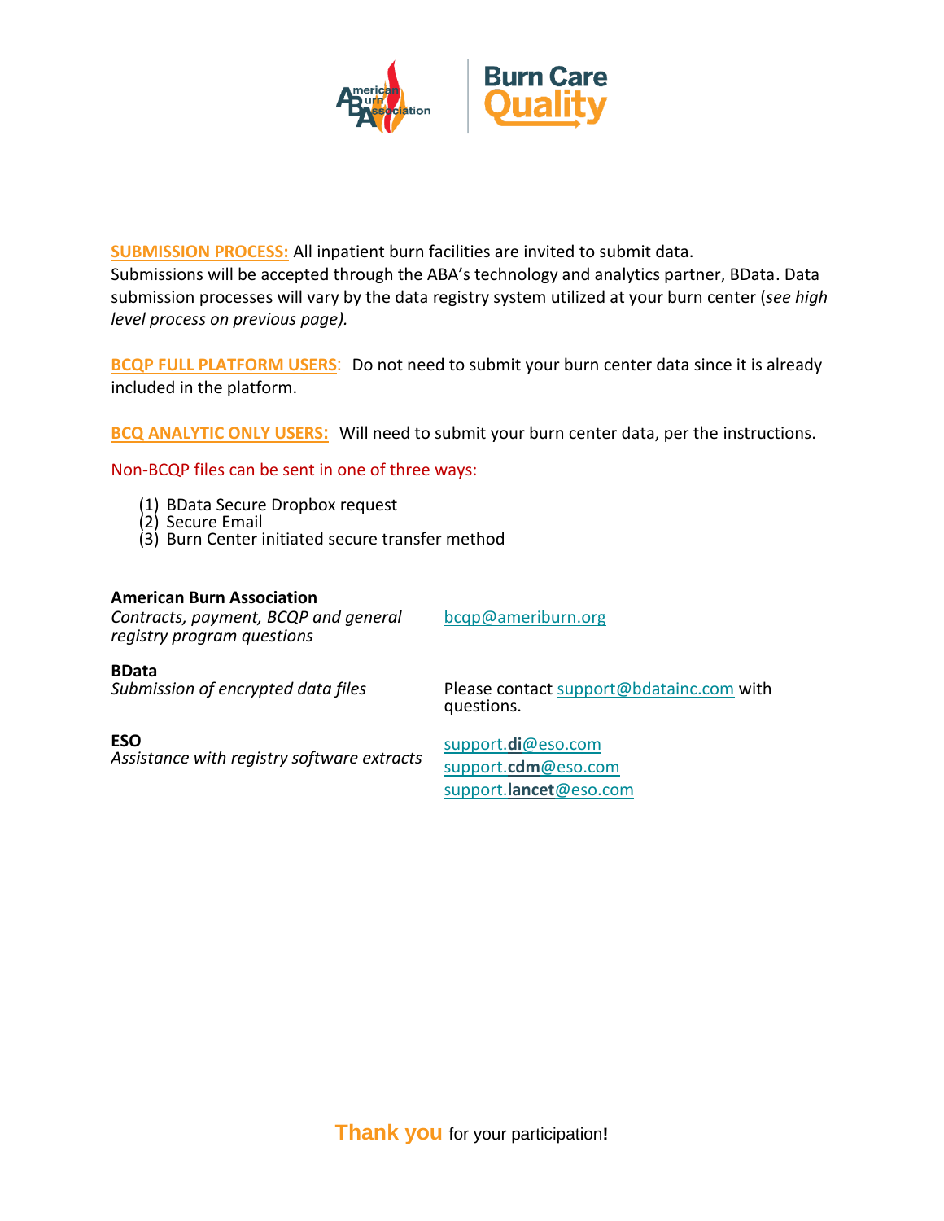**SUBMISSION PROCESS:** All inpatient burn facilities are invited to submit data. Submissions will be accepted through the ABA's technology and analytics partner, BData. Data submission processes will vary by the data registry system utilized at your burn center (*see high level process on previous page).*

**BCQP FULL PLATFORM USERS**: Do not need to submit your burn center data since it is already included in the platform.

**BCQ ANALYTIC ONLY USERS:** Will need to submit your burn center data, per the instructions.

Non-BCQP files can be sent in one of three ways:

(1) BData Secure Dropbox request
(2) Secure Email
(3) Burn Center initiated secure transfer method

**American Burn Association**
*Contracts, payment, BCQP and general registry program questions* — bcqp@ameriburn.org

**BData**
*Submission of encrypted data files* — Please contact support@bdatainc.com with questions.

**ESO**
*Assistance with registry software extracts* — support.**di**@eso.com, support.**cdm**@eso.com, support.**lancet**@eso.com

**Thank you** for your participation**!**